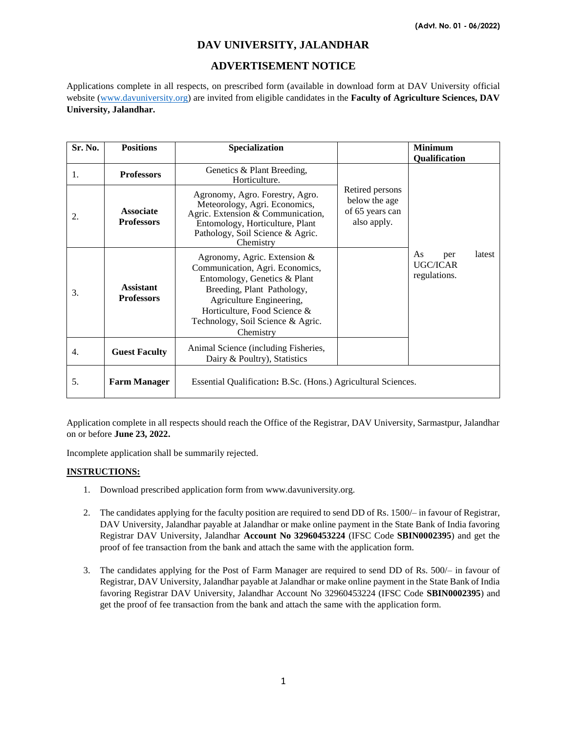**(Advt. No. 01 - 06/2022)**

# DAV UNIVERSITY, JALANDHAR

## ADVERTISEMENT NOTICE

Applications complete in all respects, on prescribed form (available in download form at DAV University official website (www.davuniversity.org) are invited from eligible candidates in the **Faculty of Agriculture Sciences, DAV University, Jalandhar.**

| Sr. No. | Positions | Specialization | | Minimum Qualification |
|---|---|---|---|---|
| 1. | **Professors** | Genetics & Plant Breeding, Horticulture. | Retired persons below the age of 65 years can also apply. | As per latest UGC/ICAR regulations. |
| 2. | **Associate Professors** | Agronomy, Agro. Forestry, Agro. Meteorology, Agri. Economics, Agric. Extension & Communication, Entomology, Horticulture, Plant Pathology, Soil Science & Agric. Chemistry | | |
| 3. | **Assistant Professors** | Agronomy, Agric. Extension & Communication, Agri. Economics, Entomology, Genetics & Plant Breeding, Plant Pathology, Agriculture Engineering, Horticulture, Food Science & Technology, Soil Science & Agric. Chemistry | | |
| 4. | **Guest Faculty** | Animal Science (including Fisheries, Dairy & Poultry), Statistics | | |
| 5. | **Farm Manager** | Essential Qualification**:** B.Sc. (Hons.) Agricultural Sciences. | | |

Application complete in all respects should reach the Office of the Registrar, DAV University, Sarmastpur, Jalandhar on or before **June 23, 2022.**

Incomplete application shall be summarily rejected.

**INSTRUCTIONS:**

1. Download prescribed application form from www.davuniversity.org.

2. The candidates applying for the faculty position are required to send DD of Rs. 1500/– in favour of Registrar, DAV University, Jalandhar payable at Jalandhar or make online payment in the State Bank of India favoring Registrar DAV University, Jalandhar **Account No 32960453224** (IFSC Code **SBIN0002395**) and get the proof of fee transaction from the bank and attach the same with the application form.

3. The candidates applying for the Post of Farm Manager are required to send DD of Rs. 500/– in favour of Registrar, DAV University, Jalandhar payable at Jalandhar or make online payment in the State Bank of India favoring Registrar DAV University, Jalandhar Account No 32960453224 (IFSC Code **SBIN0002395**) and get the proof of fee transaction from the bank and attach the same with the application form.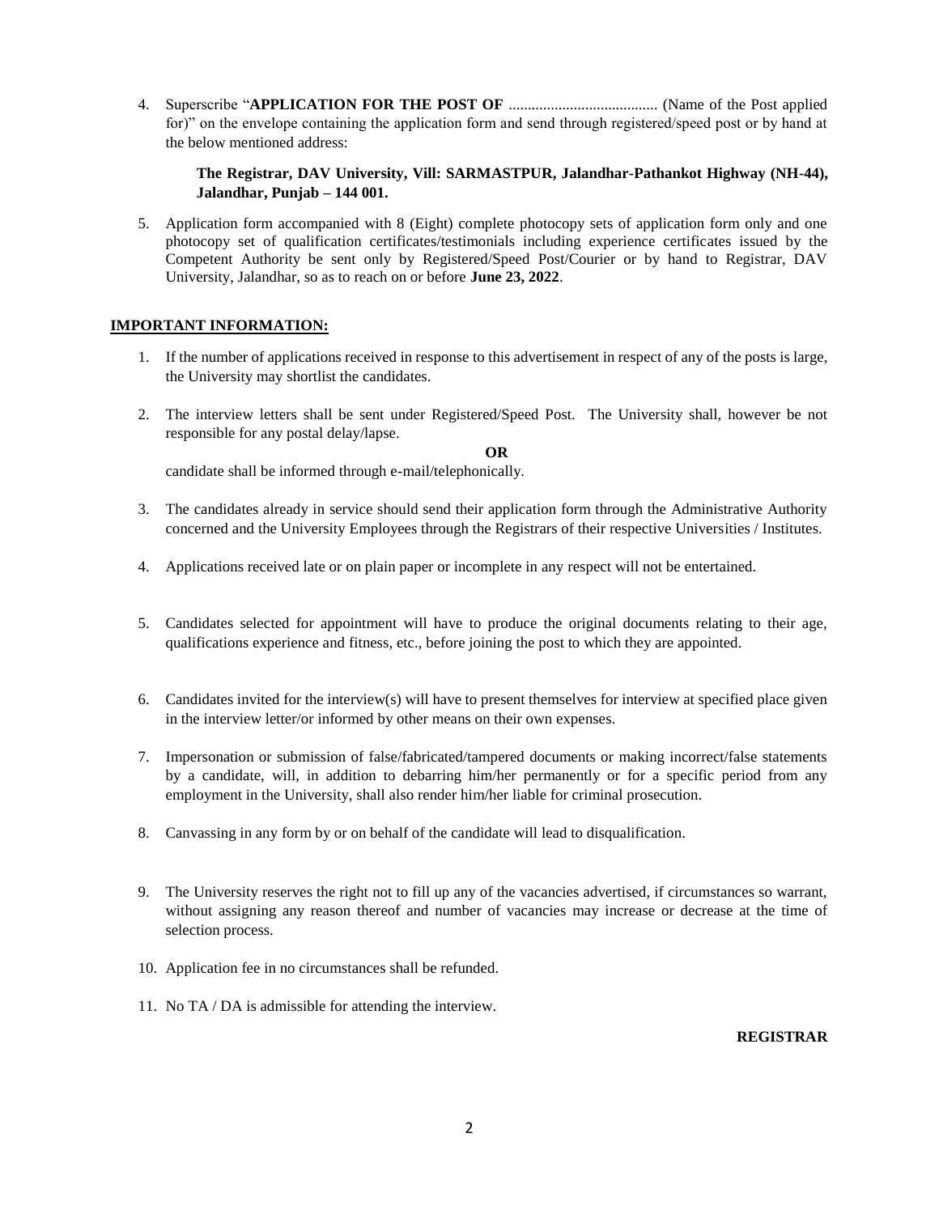4. Superscribe "**APPLICATION FOR THE POST OF** ....................................... (Name of the Post applied for)" on the envelope containing the application form and send through registered/speed post or by hand at the below mentioned address:

   **The Registrar, DAV University, Vill: SARMASTPUR, Jalandhar-Pathankot Highway (NH-44), Jalandhar, Punjab – 144 001.**

5. Application form accompanied with 8 (Eight) complete photocopy sets of application form only and one photocopy set of qualification certificates/testimonials including experience certificates issued by the Competent Authority be sent only by Registered/Speed Post/Courier or by hand to Registrar, DAV University, Jalandhar, so as to reach on or before **June 23, 2022**.

**IMPORTANT INFORMATION:**

1. If the number of applications received in response to this advertisement in respect of any of the posts is large, the University may shortlist the candidates.

2. The interview letters shall be sent under Registered/Speed Post. The University shall, however be not responsible for any postal delay/lapse.

   **OR**

   candidate shall be informed through e-mail/telephonically.

3. The candidates already in service should send their application form through the Administrative Authority concerned and the University Employees through the Registrars of their respective Universities / Institutes.

4. Applications received late or on plain paper or incomplete in any respect will not be entertained.

5. Candidates selected for appointment will have to produce the original documents relating to their age, qualifications experience and fitness, etc., before joining the post to which they are appointed.

6. Candidates invited for the interview(s) will have to present themselves for interview at specified place given in the interview letter/or informed by other means on their own expenses.

7. Impersonation or submission of false/fabricated/tampered documents or making incorrect/false statements by a candidate, will, in addition to debarring him/her permanently or for a specific period from any employment in the University, shall also render him/her liable for criminal prosecution.

8. Canvassing in any form by or on behalf of the candidate will lead to disqualification.

9. The University reserves the right not to fill up any of the vacancies advertised, if circumstances so warrant, without assigning any reason thereof and number of vacancies may increase or decrease at the time of selection process.

10. Application fee in no circumstances shall be refunded.

11. No TA / DA is admissible for attending the interview.

**REGISTRAR**